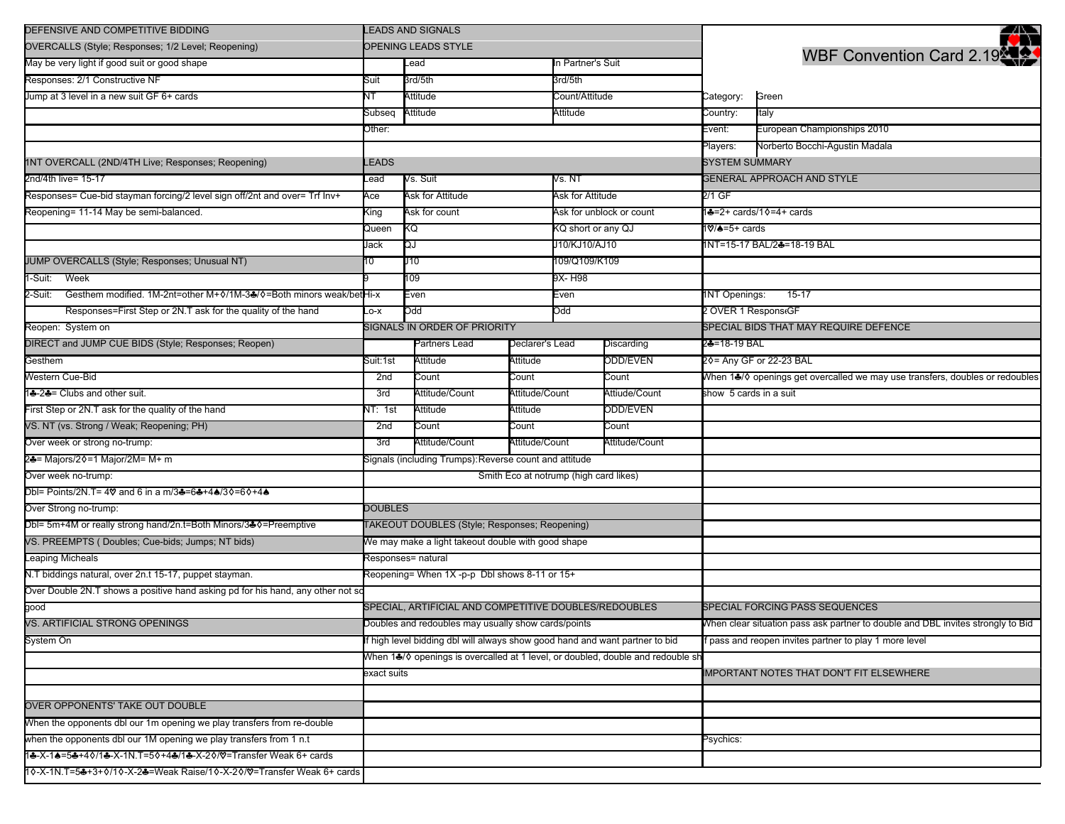# WBF Convention Card 2.19

| | |
|---|---|
| Category: | Green |
| Country: | Italy |
| Event: | European Championships 2010 |
| Players: | Norberto Bocchi-Agustin Madala |

## DEFENSIVE AND COMPETITIVE BIDDING

### OVERCALLS (Style; Responses; 1/2 Level; Reopening)

May be very light if good suit or good shape

Responses: 2/1 Constructive NF

Jump at 3 level in a new suit GF 6+ cards

### 1NT OVERCALL (2ND/4TH Live; Responses; Reopening)

2nd/4th live= 15-17

Responses= Cue-bid stayman forcing/2 level sign off/2nt and over= Trf Inv+

Reopening= 11-14 May be semi-balanced.

### JUMP OVERCALLS (Style; Responses; Unusual NT)

1-Suit: Week

2-Suit: Gesthem modified. 1M-2nt=other M+♦/1M-3♣/♦=Both minors weak/bet

Responses=First Step or 2N.T ask for the quality of the hand

Reopen: System on

### DIRECT and JUMP CUE BIDS (Style; Responses; Reopen)

Gesthem

Western Cue-Bid

1♣-2♣= Clubs and other suit.

First Step or 2N.T ask for the quality of the hand

### VS. NT (vs. Strong / Weak; Reopening; PH)

Over week or strong no-trump:

2♣= Majors/2♦=1 Major/2M= M+ m

Over week no-trump:

Dbl= Points/2N.T= 4♥ and 6 in a m/3♣=6♣+4♠/3♦=6♦+4♠

Over Strong no-trump:

Dbl= 5m+4M or really strong hand/2n.t=Both Minors/3♣♦=Preemptive

### VS. PREEMPTS ( Doubles; Cue-bids; Jumps; NT bids)

Leaping Micheals

N.T biddings natural, over 2n.t 15-17, puppet stayman.

Over Double 2N.T shows a positive hand asking pd for his hand, any other not so good

### VS. ARTIFICIAL STRONG OPENINGS

System On

### OVER OPPONENTS' TAKE OUT DOUBLE

When the opponents dbl our 1m opening we play transfers from re-double

when the opponents dbl our 1M opening we play transfers from 1 n.t

1♣-X-1♠=5♣+4♦/1♣-X-1N.T=5♦+4♣/1♣-X-2♦/♥=Transfer Weak 6+ cards

1♦-X-1N.T=5♣+3+♦/1♦-X-2♣=Weak Raise/1♦-X-2♦/♥=Transfer Weak 6+ cards

## LEADS AND SIGNALS

### OPENING LEADS STYLE

| | Lead | In Partner's Suit |
|---|---|---|
| Suit | 3rd/5th | 3rd/5th |
| NT | Attitude | Count/Attitude |
| Subseq | Attitude | Attitude |

Other:

### LEADS

| Lead | Vs. Suit | Vs. NT |
|---|---|---|
| Ace | Ask for Attitude | Ask for Attitude |
| King | Ask for count | Ask for unblock or count |
| Queen | KQ | KQ short or any QJ |
| Jack | QJ | J10/KJ10/AJ10 |
| 10 | J10 | 109/Q109/K109 |
| 9 | 109 | 9X- H98 |
| Hi-x | Even | Even |
| Lo-x | Odd | Odd |

### SIGNALS IN ORDER OF PRIORITY

| | | Partners Lead | Declarer's Lead | Discarding |
|---|---|---|---|---|
| Suit: | 1st | Attitude | Attitude | ODD/EVEN |
| | 2nd | Count | Count | Count |
| | 3rd | Attitude/Count | Attitude/Count | Attiude/Count |
| NT: | 1st | Attitude | Attitude | ODD/EVEN |
| | 2nd | Count | Count | Count |
| | 3rd | Attitude/Count | Attitude/Count | Attitude/Count |

Signals (including Trumps):Reverse count and attitude

Smith Eco at notrump (high card likes)

## DOUBLES

### TAKEOUT DOUBLES (Style; Responses; Reopening)

We may make a light takeout double with good shape

Responses= natural

Reopening= When 1X -p-p Dbl shows 8-11 or 15+

### SPECIAL, ARTIFICIAL AND COMPETITIVE DOUBLES/REDOUBLES

Doubles and redoubles may usually show cards/points

If high level bidding dbl will always show good hand and want partner to bid

When 1♣/♦ openings is overcalled at 1 level, or doubled, double and redouble sh exact suits

## SYSTEM SUMMARY

### GENERAL APPROACH AND STYLE

2/1 GF

1♣=2+ cards/1♦=4+ cards

1♥/♠=5+ cards

1NT=15-17 BAL/2♣=18-19 BAL

1NT Openings: 15-17

2 OVER 1 Respons GF

### SPECIAL BIDS THAT MAY REQUIRE DEFENCE

2♣=18-19 BAL

2♦= Any GF or 22-23 BAL

When 1♣/♦ openings get overcalled we may use transfers, doubles or redoubles show 5 cards in a suit

### SPECIAL FORCING PASS SEQUENCES

When clear situation pass ask partner to double and DBL invites strongly to Bid

If pass and reopen invites partner to play 1 more level

### IMPORTANT NOTES THAT DON'T FIT ELSEWHERE

Psychics: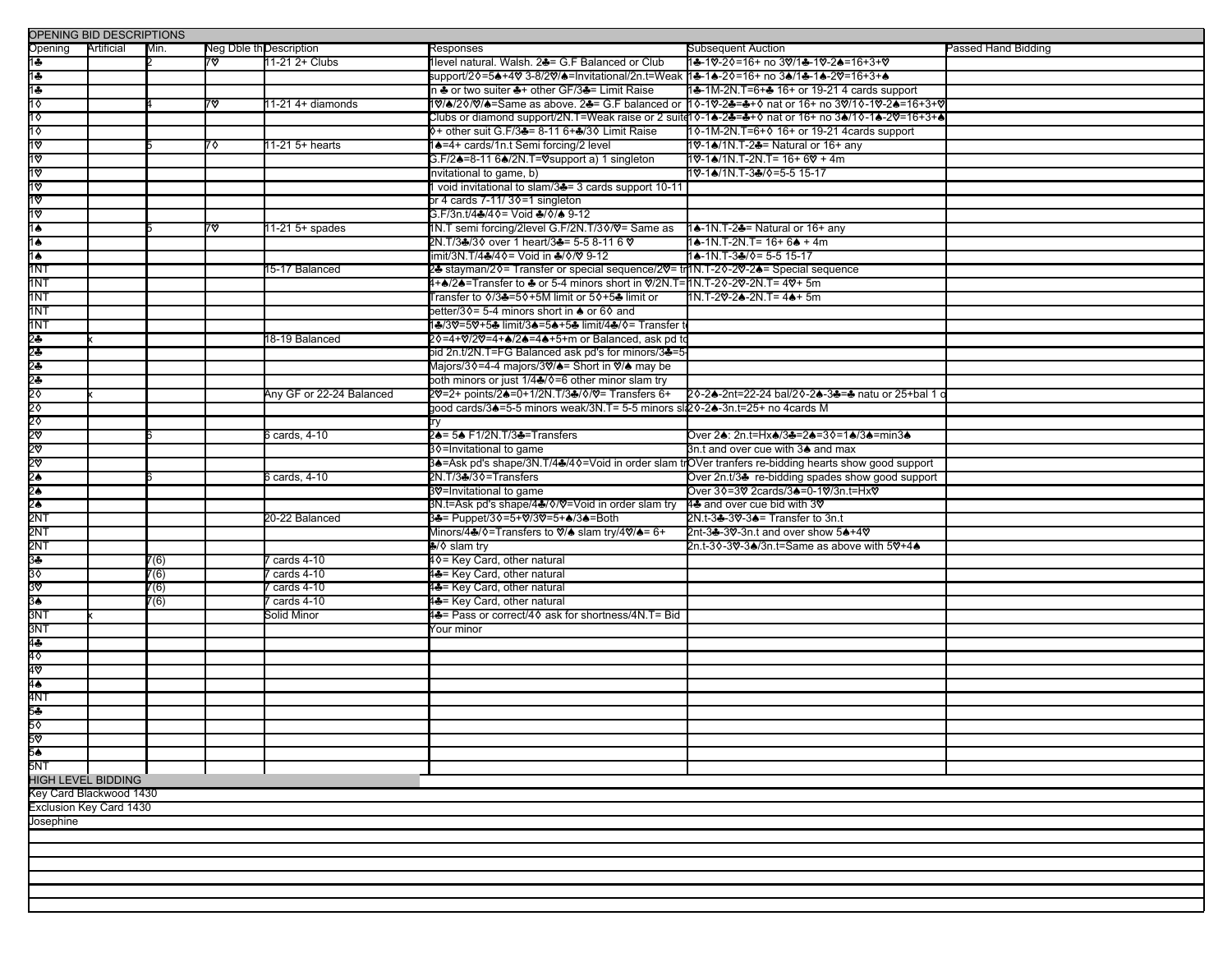## OPENING BID DESCRIPTIONS

| Opening | Artificial | Min. | Neg Dble thru | Description | Responses | Subsequent Auction | Passed Hand Bidding |
|---|---|---|---|---|---|---|---|
| 1♣ | | 2 | 7♡ | 11-21 2+ Clubs | 1level natural. Walsh. 2♣= G.F Balanced or Club | 1♣-1♡-2◊=16+ no 3♡/1♣-1♡-2♠=16+3+♡ | |
| 1♣ | | | | | support/2◊=5♠+4♡ 3-8/2♡/♠=Invitational/2n.t=Weak | 1♣-1♠-2◊=16+ no 3♠/1♣-1♠-2♡=16+3+♠ | |
| 1♣ | | | | | in ♣ or two suiter ♣+ other GF/3♣= Limit Raise | 1♣-1M-2N.T=6+♣ 16+ or 19-21 4 cards support | |
| 1◊ | | 4 | 7♡ | 11-21 4+ diamonds | 1♡/♠/2◊/♡/♠=Same as above. 2♣= G.F balanced or | 1◊-1♡-2♣=♣+◊ nat or 16+ no 3♡/1◊-1♡-2♠=16+3+♡ | |
| 1◊ | | | | | Clubs or diamond support/2N.T=Weak raise or 2 suite | 1◊-1♠-2♣=♣+◊ nat or 16+ no 3♠/1◊-1♠-2♡=16+3+♠ | |
| 1◊ | | | | | ◊+ other suit G.F/3♣= 8-11 6+♣/3◊ Limit Raise | 1◊-1M-2N.T=6+◊ 16+ or 19-21 4cards support | |
| 1♡ | | 5 | 7◊ | 11-21 5+ hearts | 1♠=4+ cards/1n.t Semi forcing/2 level | 1♡-1♠/1N.T-2♣= Natural or 16+ any | |
| 1♡ | | | | | G.F/2♠=8-11 6♠/2N.T=♡support a) 1 singleton | 1♡-1♠/1N.T-2N.T= 16+ 6♡ + 4m | |
| 1♡ | | | | | invitational to game, b) | 1♡-1♠/1N.T-3♣/◊=5-5 15-17 | |
| 1♡ | | | | | 1 void invitational to slam/3♣= 3 cards support 10-11 | | |
| 1♡ | | | | | or 4 cards 7-11/ 3◊=1 singleton | | |
| 1♡ | | | | | G.F/3n.t/4♣/4◊= Void ♣/◊/♠ 9-12 | | |
| 1♠ | | 5 | 7♡ | 11-21 5+ spades | 1N.T semi forcing/2level G.F/2N.T/3◊/♡= Same as | 1♠-1N.T-2♣= Natural or 16+ any | |
| 1♠ | | | | | 2N.T/3♣/3◊ over 1 heart/3♣= 5-5 8-11 6 ♡ | 1♠-1N.T-2N.T= 16+ 6♠ + 4m | |
| 1♠ | | | | | limit/3N.T/4♣/4◊= Void in ♣/◊/♡ 9-12 | 1♠-1N.T-3♣/◊= 5-5 15-17 | |
| 1NT | | | | 15-17 Balanced | 2♣ stayman/2◊= Transfer or special sequence/2♡= tr | 1N.T-2◊-2♡-2♠= Special sequence | |
| 1NT | | | | | 4+♠/2♠=Transfer to ♣ or 5-4 minors short in ♡/2N.T= | 1N.T-2◊-2♡-2N.T= 4♡+ 5m | |
| 1NT | | | | | Transfer to ◊/3♣=5◊+5M limit or 5◊+5♣ limit or | 1N.T-2♡-2♠-2N.T= 4♠+ 5m | |
| 1NT | | | | | better/3◊= 5-4 minors short in ♠ or 6◊ and | | |
| 1NT | | | | | 1♣/3♡=5♡+5♣ limit/3♠=5♠+5♣ limit/4♣/◊= Transfer to | | |
| 2♣ | x | | | 18-19 Balanced | 2◊=4+♡/2♡=4+♠/2♠=4♠+5+m or Balanced, ask pd to | | |
| 2♣ | | | | | bid 2n.t/2N.T=FG Balanced ask pd's for minors/3♣=5- | | |
| 2♣ | | | | | Majors/3◊=4-4 majors/3♡/♠= Short in ♡/♠ may be | | |
| 2♣ | | | | | both minors or just 1/4♣/◊=6 other minor slam try | | |
| 2◊ | x | | | Any GF or 22-24 Balanced | 2♡=2+ points/2♠=0+1/2N.T/3♣/◊/♡= Transfers 6+ | 2◊-2♠-2nt=22-24 bal/2◊-2♠-3♣=♣ natu or 25+bal 1 o | |
| 2◊ | | | | | good cards/3♠=5-5 minors weak/3N.T= 5-5 minors sl | 2◊-2♠-3n.t=25+ no 4cards M | |
| 2◊ | | | | | try | | |
| 2♡ | | 6 | | 6 cards, 4-10 | 2♠= 5♠ F1/2N.T/3♣=Transfers | Over 2♠: 2n.t=Hx♠/3♣=2♠=3◊=1♠/3♠=min3♠ | |
| 2♡ | | | | | 3◊=Invitational to game | 3n.t and over cue with 3♠ and max | |
| 2♡ | | | | | 3♠=Ask pd's shape/3N.T/4♣/4◊=Void in order slam tr | OVer tranfers re-bidding hearts show good support | |
| 2♠ | | 6 | | 6 cards, 4-10 | 2N.T/3♣/3◊=Transfers | Over 2n.t/3♣ re-bidding spades show good support | |
| 2♠ | | | | | 3♡=Invitational to game | Over 3◊=3♡ 2cards/3♠=0-1♡/3n.t=Hx♡ | |
| 2♠ | | | | | 3N.t=Ask pd's shape/4♣/◊/♡=Void in order slam try | 4♣ and over cue bid with 3♡ | |
| 2NT | | | | 20-22 Balanced | 3♣= Puppet/3◊=5+♡/3♡=5+♠/3♠=Both | 2N.t-3♣-3♡-3♠= Transfer to 3n.t | |
| 2NT | | | | | Minors/4♣/◊=Transfers to ♡/♠ slam try/4♡/♠= 6+ | 2nt-3♣-3♡-3n.t and over show 5♠+4♡ | |
| 2NT | | | | | ♣/◊ slam try | 2n.t-3◊-3♡-3♠/3n.t=Same as above with 5♡+4♠ | |
| 3♣ | | 7(6) | | 7 cards 4-10 | 4◊= Key Card, other natural | | |
| 3◊ | | 7(6) | | 7 cards 4-10 | 4♣= Key Card, other natural | | |
| 3♡ | | 7(6) | | 7 cards 4-10 | 4♣= Key Card, other natural | | |
| 3♠ | | 7(6) | | 7 cards 4-10 | 4♣= Key Card, other natural | | |
| 3NT | x | | | Solid Minor | 4♣= Pass or correct/4◊ ask for shortness/4N.T= Bid | | |
| 3NT | | | | | Your minor | | |
| 4♣ | | | | | | | |
| 4◊ | | | | | | | |
| 4♡ | | | | | | | |
| 4♠ | | | | | | | |
| 4NT | | | | | | | |
| 5♣ | | | | | | | |
| 5◊ | | | | | | | |
| 5♡ | | | | | | | |
| 5♠ | | | | | | | |
| 5NT | | | | | | | |

## HIGH LEVEL BIDDING

Key Card Blackwood 1430

Exclusion Key Card 1430

Josephine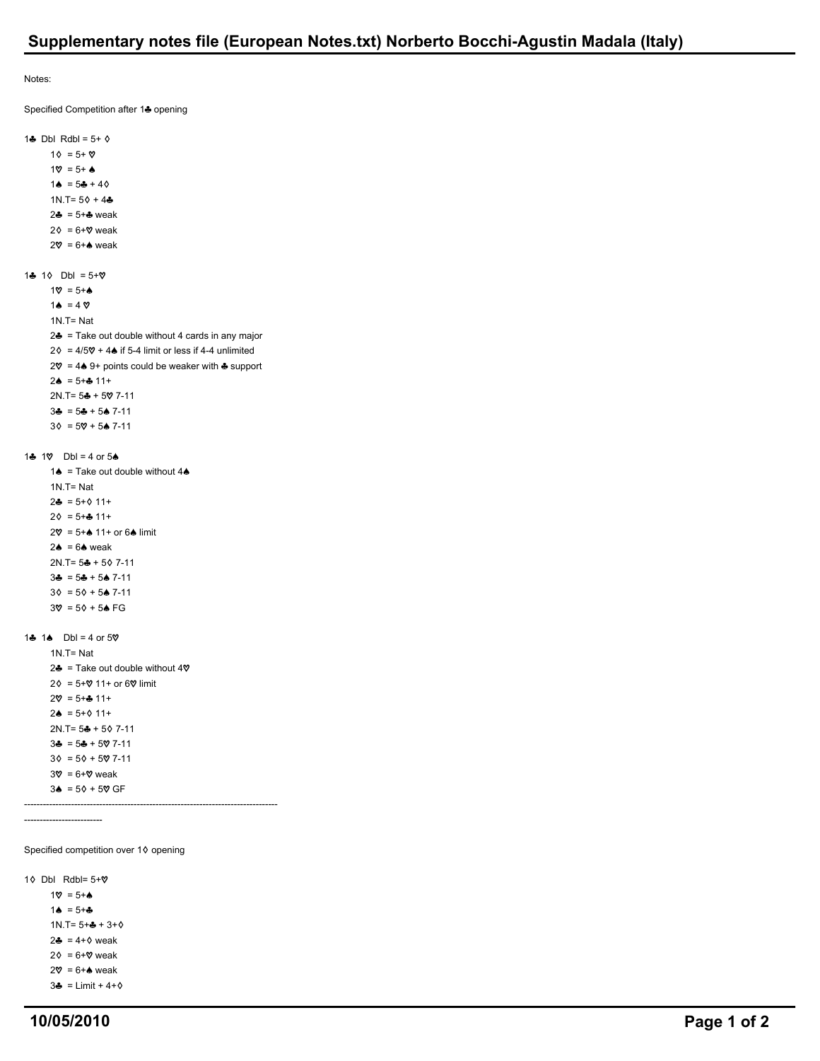# Supplementary notes file (European Notes.txt) Norberto Bocchi-Agustin Madala (Italy)

Notes:

Specified Competition after 1♣ opening

1♣ Dbl Rdbl = 5+ ◊
- 1◊ = 5+ ♡
- 1♡ = 5+ ♠
- 1♠ = 5♣ + 4◊
- 1N.T= 5◊ + 4♣
- 2♣ = 5+♣ weak
- 2◊ = 6+♡ weak
- 2♡ = 6+♠ weak

1♣ 1◊ Dbl = 5+♡
- 1♡ = 5+♠
- 1♠ = 4 ♡
- 1N.T= Nat
- 2♣ = Take out double without 4 cards in any major
- 2◊ = 4/5♡ + 4♠ if 5-4 limit or less if 4-4 unlimited
- 2♡ = 4♠ 9+ points could be weaker with ♣ support
- 2♠ = 5+♣ 11+
- 2N.T= 5♣ + 5♡ 7-11
- 3♣ = 5♣ + 5♠ 7-11
- 3◊ = 5♡ + 5♠ 7-11

1♣ 1♡ Dbl = 4 or 5♠
- 1♠ = Take out double without 4♠
- 1N.T= Nat
- 2♣ = 5+◊ 11+
- 2◊ = 5+♣ 11+
- 2♡ = 5+♠ 11+ or 6♠ limit
- 2♠ = 6♠ weak
- 2N.T= 5♣ + 5◊ 7-11
- 3♣ = 5♣ + 5♠ 7-11
- 3◊ = 5◊ + 5♠ 7-11
- 3♡ = 5◊ + 5♠ FG

1♣ 1♠ Dbl = 4 or 5♡
- 1N.T= Nat
- 2♣ = Take out double without 4♡
- 2◊ = 5+♡ 11+ or 6♡ limit
- 2♡ = 5+♣ 11+
- 2♠ = 5+◊ 11+
- 2N.T= 5♣ + 5◊ 7-11
- 3♣ = 5♣ + 5♡ 7-11
- 3◊ = 5◊ + 5♡ 7-11
- 3♡ = 6+♡ weak
- 3♠ = 5◊ + 5♡ GF

---

Specified competition over 1◊ opening

1◊ Dbl Rdbl= 5+♡
- 1♡ = 5+♠
- 1♠ = 5+♣
- 1N.T= 5+♣ + 3+◊
- 2♣ = 4+◊ weak
- 2◊ = 6+♡ weak
- 2♡ = 6+♠ weak
- 3♣ = Limit + 4+◊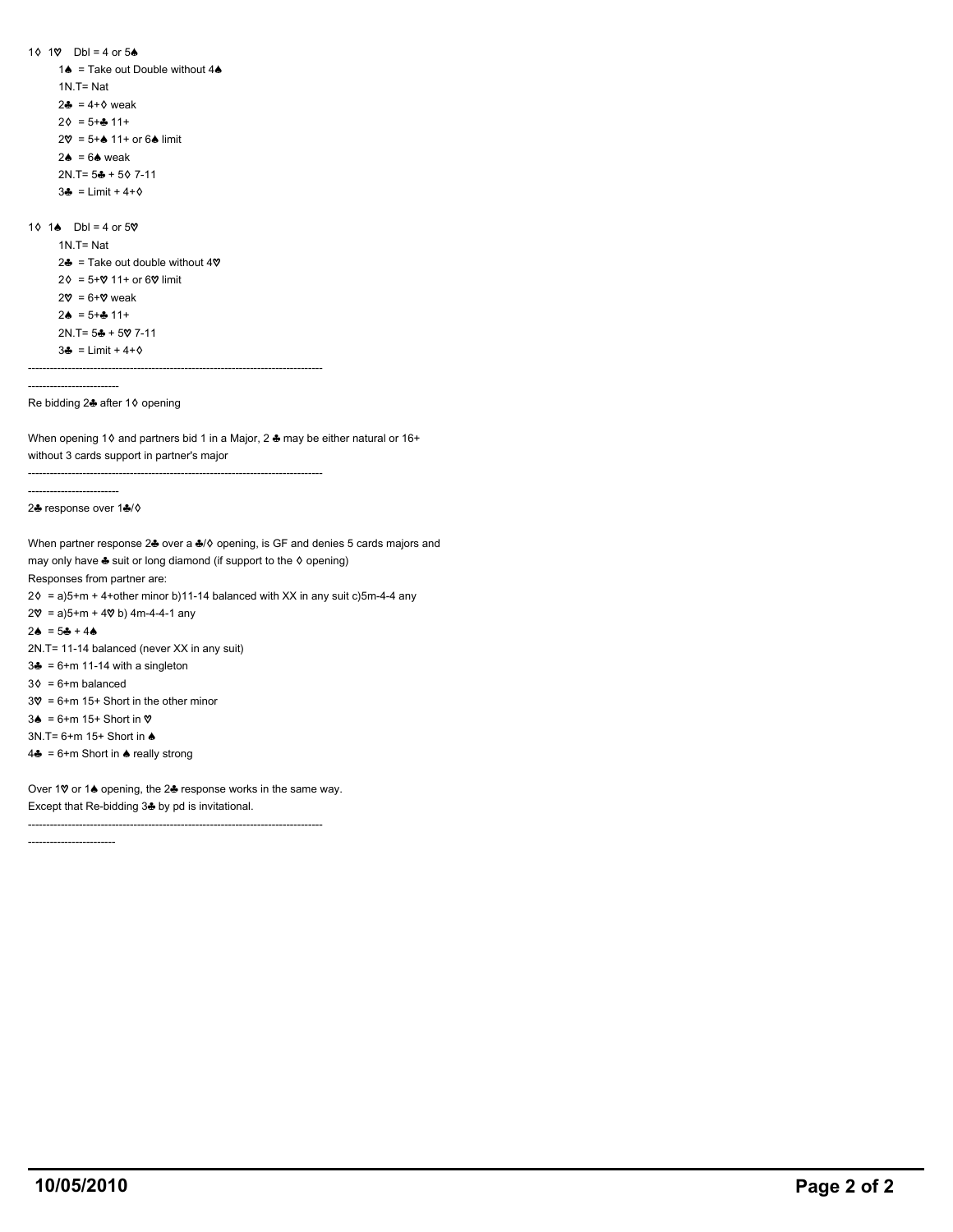1♢ 1♡ Dbl = 4 or 5♠

- 1♠ = Take out Double without 4♠
- 1N.T= Nat
- 2♣ = 4+♢ weak
- 2♢ = 5+♣ 11+
- 2♡ = 5+♠ 11+ or 6♠ limit
- 2♠ = 6♠ weak
- 2N.T= 5♣ + 5♢ 7-11
- 3♣ = Limit + 4+♢

1♢ 1♠ Dbl = 4 or 5♡

- 1N.T= Nat
- 2♣ = Take out double without 4♡
- 2♢ = 5+♡ 11+ or 6♡ limit
- 2♡ = 6+♡ weak
- 2♠ = 5+♣ 11+
- 2N.T= 5♣ + 5♡ 7-11
- 3♣ = Limit + 4+♢

---

Re bidding 2♣ after 1♢ opening

When opening 1♢ and partners bid 1 in a Major, 2 ♣ may be either natural or 16+ without 3 cards support in partner's major

---

2♣ response over 1♣/♢

When partner response 2♣ over a ♣/♢ opening, is GF and denies 5 cards majors and may only have ♣ suit or long diamond (if support to the ♢ opening)

Responses from partner are:

- 2♢ = a)5+m + 4+other minor b)11-14 balanced with XX in any suit c)5m-4-4 any
- 2♡ = a)5+m + 4♡ b) 4m-4-4-1 any
- 2♠ = 5♣ + 4♠
- 2N.T= 11-14 balanced (never XX in any suit)
- 3♣ = 6+m 11-14 with a singleton
- 3♢ = 6+m balanced
- 3♡ = 6+m 15+ Short in the other minor
- 3♠ = 6+m 15+ Short in ♡
- 3N.T= 6+m 15+ Short in ♠
- 4♣ = 6+m Short in ♠ really strong

Over 1♡ or 1♠ opening, the 2♣ response works in the same way.
Except that Re-bidding 3♣ by pd is invitational.

---